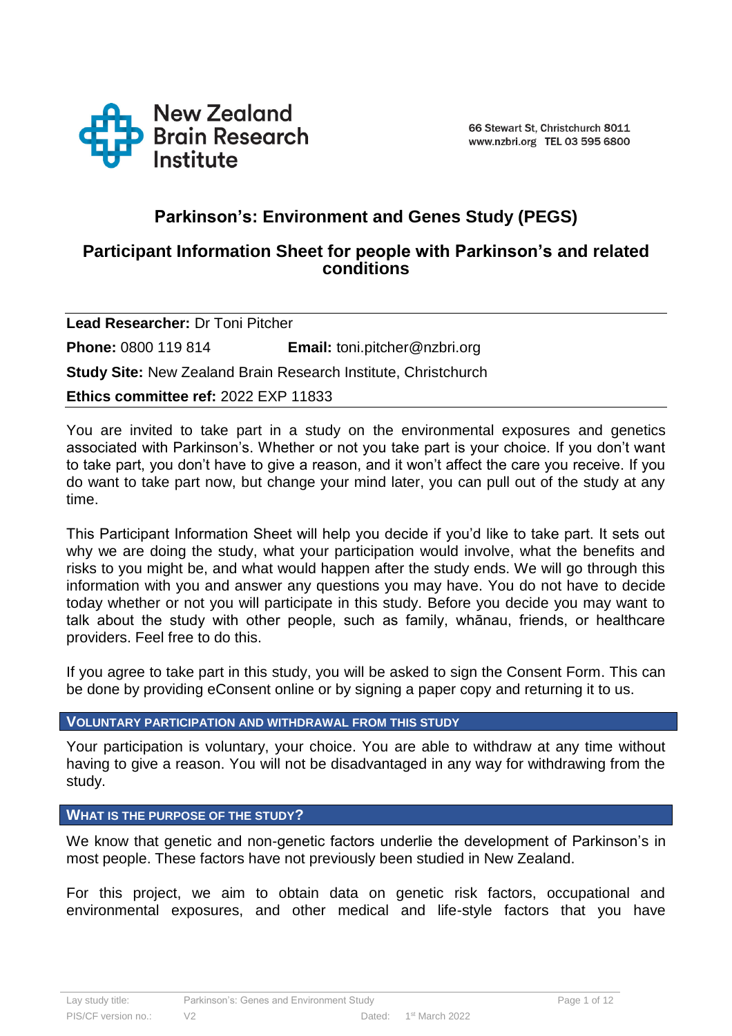New Zealand Brain Research Institute

66 Stewart St, Christchurch 8011
www.nzbri.org TEL 03 595 6800

# Parkinson's: Environment and Genes Study (PEGS)

## Participant Information Sheet for people with Parkinson's and related conditions

**Lead Researcher:** Dr Toni Pitcher

**Phone:** 0800 119 814 **Email:** toni.pitcher@nzbri.org

**Study Site:** New Zealand Brain Research Institute, Christchurch

**Ethics committee ref:** 2022 EXP 11833

You are invited to take part in a study on the environmental exposures and genetics associated with Parkinson's. Whether or not you take part is your choice. If you don't want to take part, you don't have to give a reason, and it won't affect the care you receive. If you do want to take part now, but change your mind later, you can pull out of the study at any time.

This Participant Information Sheet will help you decide if you'd like to take part. It sets out why we are doing the study, what your participation would involve, what the benefits and risks to you might be, and what would happen after the study ends. We will go through this information with you and answer any questions you may have. You do not have to decide today whether or not you will participate in this study. Before you decide you may want to talk about the study with other people, such as family, whānau, friends, or healthcare providers. Feel free to do this.

If you agree to take part in this study, you will be asked to sign the Consent Form. This can be done by providing eConsent online or by signing a paper copy and returning it to us.

### VOLUNTARY PARTICIPATION AND WITHDRAWAL FROM THIS STUDY

Your participation is voluntary, your choice. You are able to withdraw at any time without having to give a reason. You will not be disadvantaged in any way for withdrawing from the study.

### WHAT IS THE PURPOSE OF THE STUDY?

We know that genetic and non-genetic factors underlie the development of Parkinson's in most people. These factors have not previously been studied in New Zealand.

For this project, we aim to obtain data on genetic risk factors, occupational and environmental exposures, and other medical and life-style factors that you have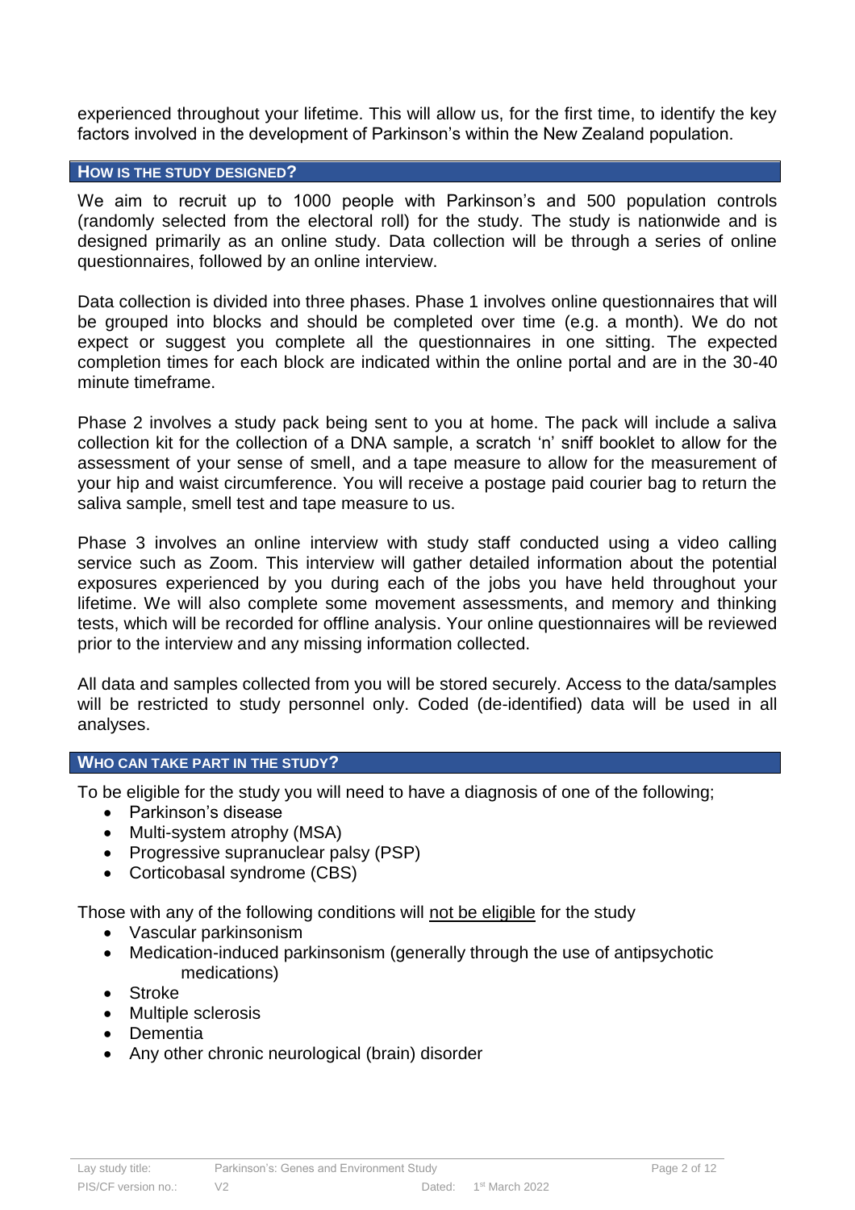experienced throughout your lifetime. This will allow us, for the first time, to identify the key factors involved in the development of Parkinson's within the New Zealand population.

## HOW IS THE STUDY DESIGNED?

We aim to recruit up to 1000 people with Parkinson's and 500 population controls (randomly selected from the electoral roll) for the study. The study is nationwide and is designed primarily as an online study. Data collection will be through a series of online questionnaires, followed by an online interview.

Data collection is divided into three phases. Phase 1 involves online questionnaires that will be grouped into blocks and should be completed over time (e.g. a month). We do not expect or suggest you complete all the questionnaires in one sitting. The expected completion times for each block are indicated within the online portal and are in the 30-40 minute timeframe.

Phase 2 involves a study pack being sent to you at home. The pack will include a saliva collection kit for the collection of a DNA sample, a scratch 'n' sniff booklet to allow for the assessment of your sense of smell, and a tape measure to allow for the measurement of your hip and waist circumference. You will receive a postage paid courier bag to return the saliva sample, smell test and tape measure to us.

Phase 3 involves an online interview with study staff conducted using a video calling service such as Zoom. This interview will gather detailed information about the potential exposures experienced by you during each of the jobs you have held throughout your lifetime. We will also complete some movement assessments, and memory and thinking tests, which will be recorded for offline analysis. Your online questionnaires will be reviewed prior to the interview and any missing information collected.

All data and samples collected from you will be stored securely. Access to the data/samples will be restricted to study personnel only. Coded (de-identified) data will be used in all analyses.

## WHO CAN TAKE PART IN THE STUDY?

To be eligible for the study you will need to have a diagnosis of one of the following;

- Parkinson's disease
- Multi-system atrophy (MSA)
- Progressive supranuclear palsy (PSP)
- Corticobasal syndrome (CBS)

Those with any of the following conditions will <u>not be eligible</u> for the study

- Vascular parkinsonism
- Medication-induced parkinsonism (generally through the use of antipsychotic medications)
- Stroke
- Multiple sclerosis
- Dementia
- Any other chronic neurological (brain) disorder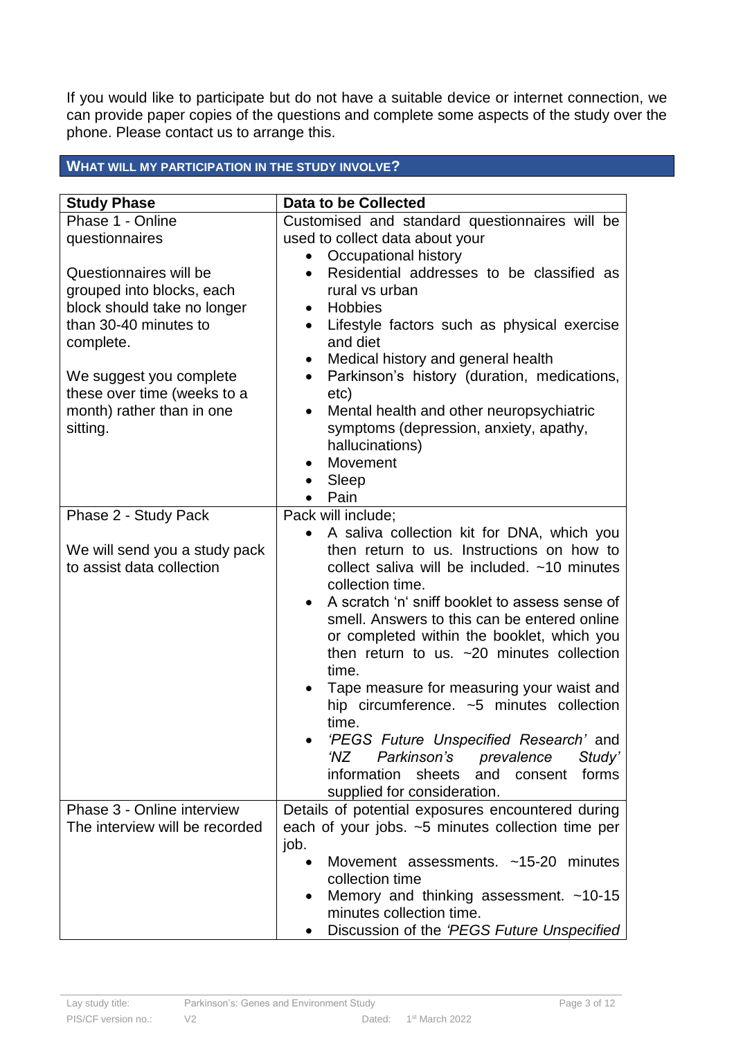If you would like to participate but do not have a suitable device or internet connection, we can provide paper copies of the questions and complete some aspects of the study over the phone. Please contact us to arrange this.

## WHAT WILL MY PARTICIPATION IN THE STUDY INVOLVE?

| Study Phase | Data to be Collected |
|---|---|
| Phase 1 - Online questionnaires<br><br>Questionnaires will be grouped into blocks, each block should take no longer than 30-40 minutes to complete.<br><br>We suggest you complete these over time (weeks to a month) rather than in one sitting. | Customised and standard questionnaires will be used to collect data about your<br>• Occupational history<br>• Residential addresses to be classified as rural vs urban<br>• Hobbies<br>• Lifestyle factors such as physical exercise and diet<br>• Medical history and general health<br>• Parkinson's history (duration, medications, etc)<br>• Mental health and other neuropsychiatric symptoms (depression, anxiety, apathy, hallucinations)<br>• Movement<br>• Sleep<br>• Pain |
| Phase 2 - Study Pack<br><br>We will send you a study pack to assist data collection | Pack will include;<br>• A saliva collection kit for DNA, which you then return to us. Instructions on how to collect saliva will be included. ~10 minutes collection time.<br>• A scratch 'n' sniff booklet to assess sense of smell. Answers to this can be entered online or completed within the booklet, which you then return to us. ~20 minutes collection time.<br>• Tape measure for measuring your waist and hip circumference. ~5 minutes collection time.<br>• *'PEGS Future Unspecified Research'* and *'NZ Parkinson's prevalence Study'* information sheets and consent forms supplied for consideration. |
| Phase 3 - Online interview<br>The interview will be recorded | Details of potential exposures encountered during each of your jobs. ~5 minutes collection time per job.<br>• Movement assessments. ~15-20 minutes collection time<br>• Memory and thinking assessment. ~10-15 minutes collection time.<br>• Discussion of the *'PEGS Future Unspecified* |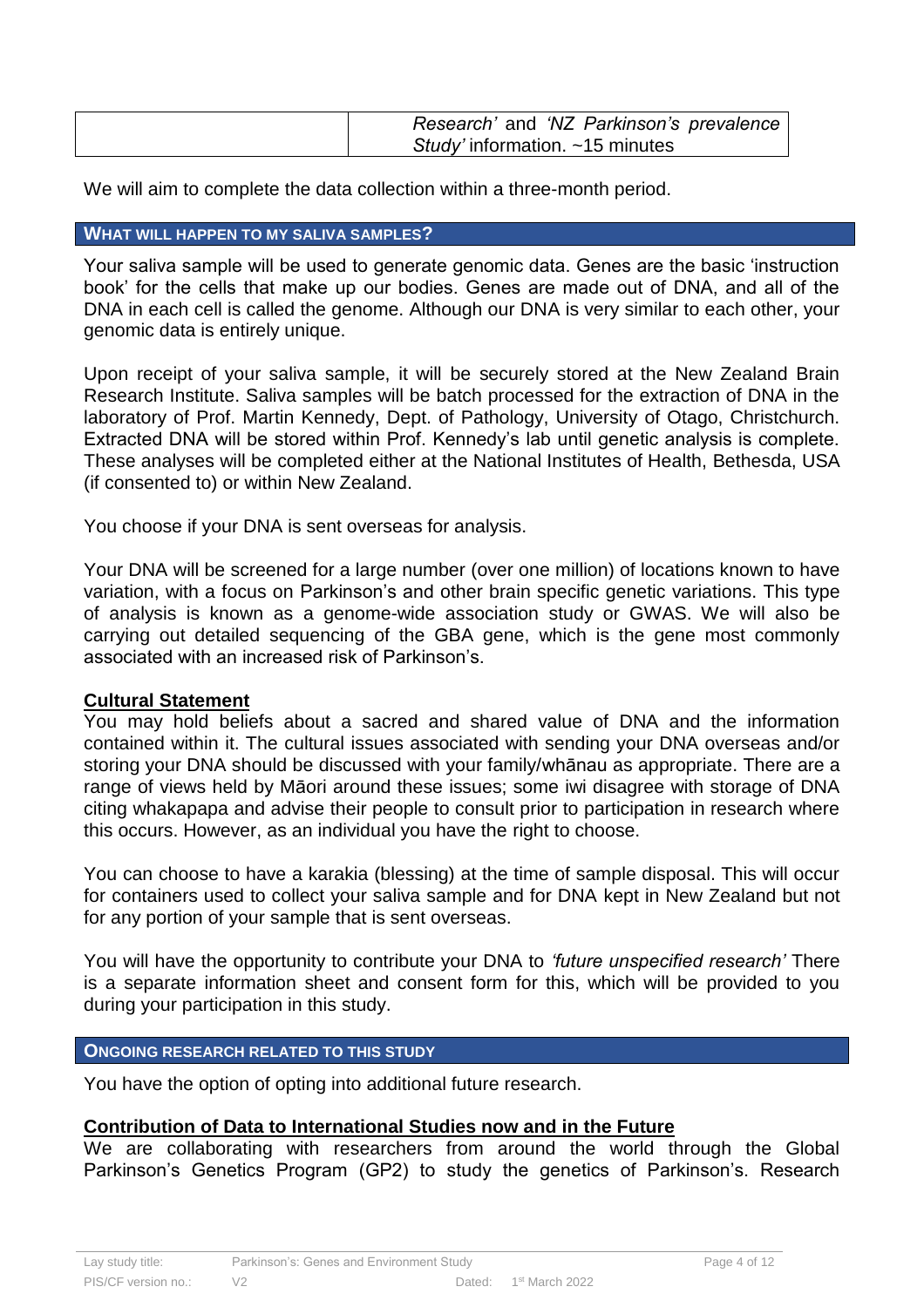| | *Research'* and *'NZ Parkinson's prevalence Study'* information. ~15 minutes |
|---|---|

We will aim to complete the data collection within a three-month period.

## WHAT WILL HAPPEN TO MY SALIVA SAMPLES?

Your saliva sample will be used to generate genomic data. Genes are the basic 'instruction book' for the cells that make up our bodies. Genes are made out of DNA, and all of the DNA in each cell is called the genome. Although our DNA is very similar to each other, your genomic data is entirely unique.

Upon receipt of your saliva sample, it will be securely stored at the New Zealand Brain Research Institute. Saliva samples will be batch processed for the extraction of DNA in the laboratory of Prof. Martin Kennedy, Dept. of Pathology, University of Otago, Christchurch. Extracted DNA will be stored within Prof. Kennedy's lab until genetic analysis is complete. These analyses will be completed either at the National Institutes of Health, Bethesda, USA (if consented to) or within New Zealand.

You choose if your DNA is sent overseas for analysis.

Your DNA will be screened for a large number (over one million) of locations known to have variation, with a focus on Parkinson's and other brain specific genetic variations. This type of analysis is known as a genome-wide association study or GWAS. We will also be carrying out detailed sequencing of the GBA gene, which is the gene most commonly associated with an increased risk of Parkinson's.

### Cultural Statement

You may hold beliefs about a sacred and shared value of DNA and the information contained within it. The cultural issues associated with sending your DNA overseas and/or storing your DNA should be discussed with your family/whānau as appropriate. There are a range of views held by Māori around these issues; some iwi disagree with storage of DNA citing whakapapa and advise their people to consult prior to participation in research where this occurs. However, as an individual you have the right to choose.

You can choose to have a karakia (blessing) at the time of sample disposal. This will occur for containers used to collect your saliva sample and for DNA kept in New Zealand but not for any portion of your sample that is sent overseas.

You will have the opportunity to contribute your DNA to *'future unspecified research'* There is a separate information sheet and consent form for this, which will be provided to you during your participation in this study.

## ONGOING RESEARCH RELATED TO THIS STUDY

You have the option of opting into additional future research.

### Contribution of Data to International Studies now and in the Future

We are collaborating with researchers from around the world through the Global Parkinson's Genetics Program (GP2) to study the genetics of Parkinson's. Research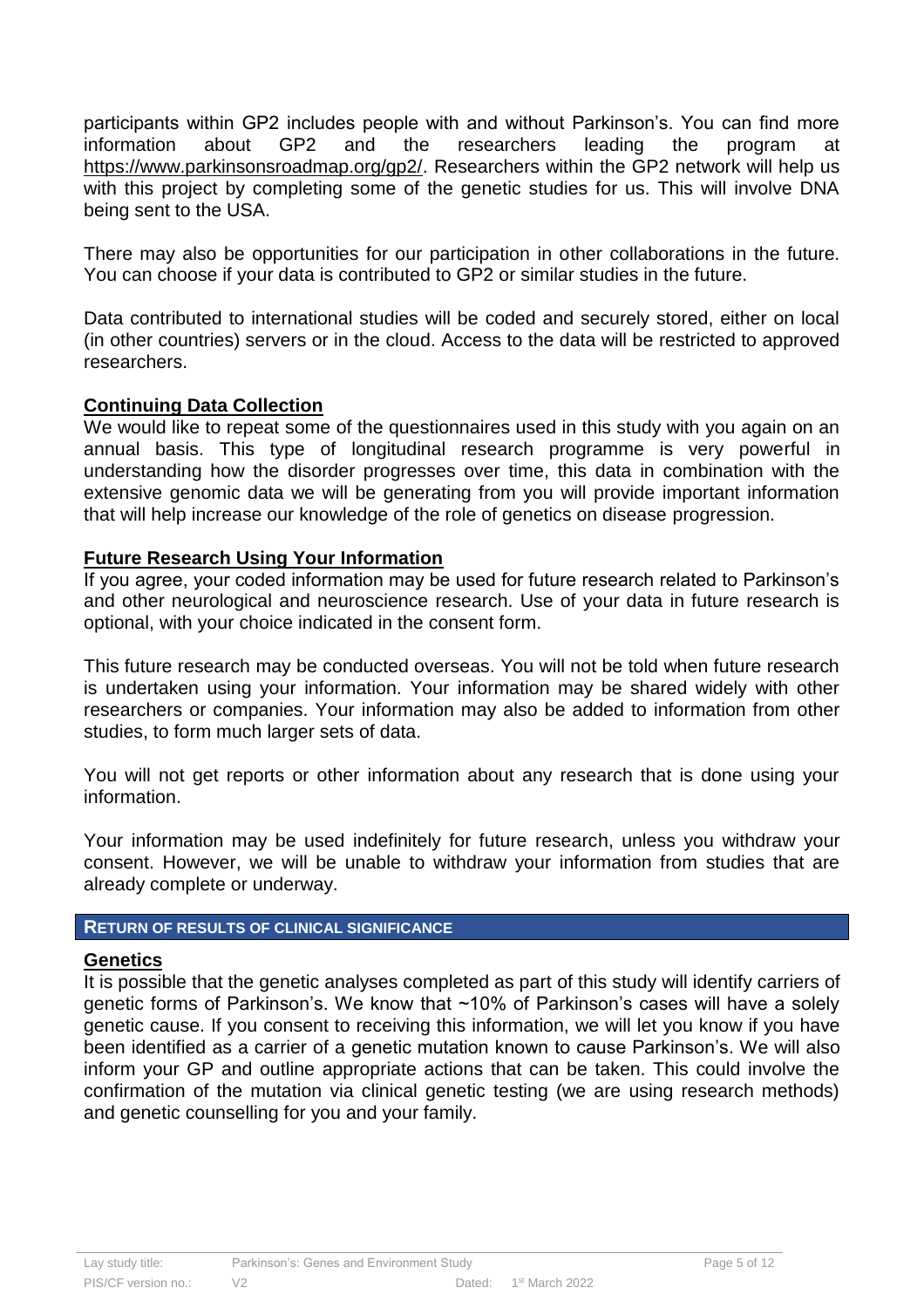participants within GP2 includes people with and without Parkinson's. You can find more information about GP2 and the researchers leading the program at https://www.parkinsonsroadmap.org/gp2/. Researchers within the GP2 network will help us with this project by completing some of the genetic studies for us. This will involve DNA being sent to the USA.

There may also be opportunities for our participation in other collaborations in the future. You can choose if your data is contributed to GP2 or similar studies in the future.

Data contributed to international studies will be coded and securely stored, either on local (in other countries) servers or in the cloud. Access to the data will be restricted to approved researchers.

### Continuing Data Collection

We would like to repeat some of the questionnaires used in this study with you again on an annual basis. This type of longitudinal research programme is very powerful in understanding how the disorder progresses over time, this data in combination with the extensive genomic data we will be generating from you will provide important information that will help increase our knowledge of the role of genetics on disease progression.

### Future Research Using Your Information

If you agree, your coded information may be used for future research related to Parkinson's and other neurological and neuroscience research. Use of your data in future research is optional, with your choice indicated in the consent form.

This future research may be conducted overseas. You will not be told when future research is undertaken using your information. Your information may be shared widely with other researchers or companies. Your information may also be added to information from other studies, to form much larger sets of data.

You will not get reports or other information about any research that is done using your information.

Your information may be used indefinitely for future research, unless you withdraw your consent. However, we will be unable to withdraw your information from studies that are already complete or underway.

## RETURN OF RESULTS OF CLINICAL SIGNIFICANCE

### Genetics

It is possible that the genetic analyses completed as part of this study will identify carriers of genetic forms of Parkinson's. We know that ~10% of Parkinson's cases will have a solely genetic cause. If you consent to receiving this information, we will let you know if you have been identified as a carrier of a genetic mutation known to cause Parkinson's. We will also inform your GP and outline appropriate actions that can be taken. This could involve the confirmation of the mutation via clinical genetic testing (we are using research methods) and genetic counselling for you and your family.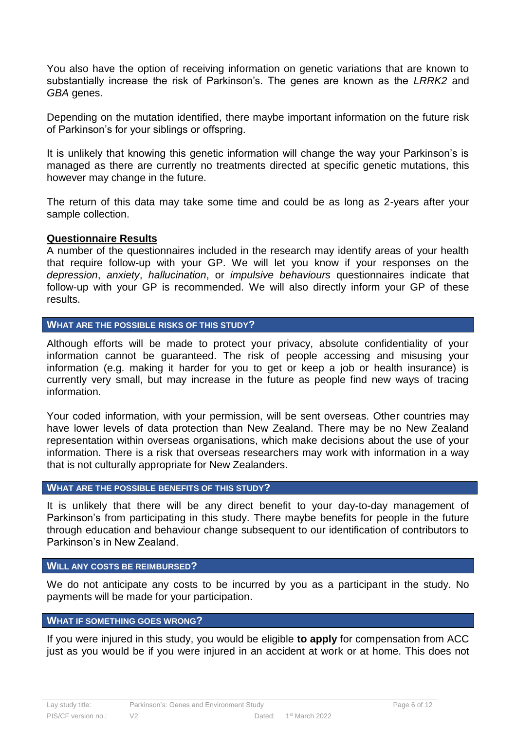You also have the option of receiving information on genetic variations that are known to substantially increase the risk of Parkinson's. The genes are known as the *LRRK2* and *GBA* genes.

Depending on the mutation identified, there maybe important information on the future risk of Parkinson's for your siblings or offspring.

It is unlikely that knowing this genetic information will change the way your Parkinson's is managed as there are currently no treatments directed at specific genetic mutations, this however may change in the future.

The return of this data may take some time and could be as long as 2-years after your sample collection.

**Questionnaire Results**

A number of the questionnaires included in the research may identify areas of your health that require follow-up with your GP. We will let you know if your responses on the *depression*, *anxiety*, *hallucination*, or *impulsive behaviours* questionnaires indicate that follow-up with your GP is recommended. We will also directly inform your GP of these results.

## WHAT ARE THE POSSIBLE RISKS OF THIS STUDY?

Although efforts will be made to protect your privacy, absolute confidentiality of your information cannot be guaranteed. The risk of people accessing and misusing your information (e.g. making it harder for you to get or keep a job or health insurance) is currently very small, but may increase in the future as people find new ways of tracing information.

Your coded information, with your permission, will be sent overseas. Other countries may have lower levels of data protection than New Zealand. There may be no New Zealand representation within overseas organisations, which make decisions about the use of your information. There is a risk that overseas researchers may work with information in a way that is not culturally appropriate for New Zealanders.

## WHAT ARE THE POSSIBLE BENEFITS OF THIS STUDY?

It is unlikely that there will be any direct benefit to your day-to-day management of Parkinson's from participating in this study. There maybe benefits for people in the future through education and behaviour change subsequent to our identification of contributors to Parkinson's in New Zealand.

## WILL ANY COSTS BE REIMBURSED?

We do not anticipate any costs to be incurred by you as a participant in the study. No payments will be made for your participation.

## WHAT IF SOMETHING GOES WRONG?

If you were injured in this study, you would be eligible **to apply** for compensation from ACC just as you would be if you were injured in an accident at work or at home. This does not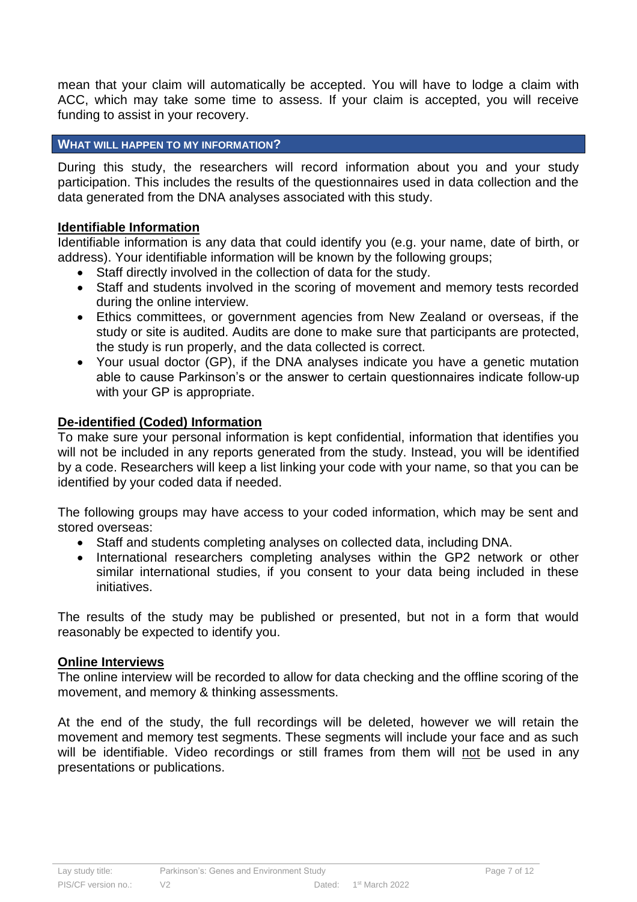mean that your claim will automatically be accepted. You will have to lodge a claim with ACC, which may take some time to assess. If your claim is accepted, you will receive funding to assist in your recovery.

## WHAT WILL HAPPEN TO MY INFORMATION?

During this study, the researchers will record information about you and your study participation. This includes the results of the questionnaires used in data collection and the data generated from the DNA analyses associated with this study.

### Identifiable Information

Identifiable information is any data that could identify you (e.g. your name, date of birth, or address). Your identifiable information will be known by the following groups;

- Staff directly involved in the collection of data for the study.
- Staff and students involved in the scoring of movement and memory tests recorded during the online interview.
- Ethics committees, or government agencies from New Zealand or overseas, if the study or site is audited. Audits are done to make sure that participants are protected, the study is run properly, and the data collected is correct.
- Your usual doctor (GP), if the DNA analyses indicate you have a genetic mutation able to cause Parkinson's or the answer to certain questionnaires indicate follow-up with your GP is appropriate.

### De-identified (Coded) Information

To make sure your personal information is kept confidential, information that identifies you will not be included in any reports generated from the study. Instead, you will be identified by a code. Researchers will keep a list linking your code with your name, so that you can be identified by your coded data if needed.

The following groups may have access to your coded information, which may be sent and stored overseas:

- Staff and students completing analyses on collected data, including DNA.
- International researchers completing analyses within the GP2 network or other similar international studies, if you consent to your data being included in these initiatives.

The results of the study may be published or presented, but not in a form that would reasonably be expected to identify you.

### Online Interviews

The online interview will be recorded to allow for data checking and the offline scoring of the movement, and memory & thinking assessments.

At the end of the study, the full recordings will be deleted, however we will retain the movement and memory test segments. These segments will include your face and as such will be identifiable. Video recordings or still frames from them will <u>not</u> be used in any presentations or publications.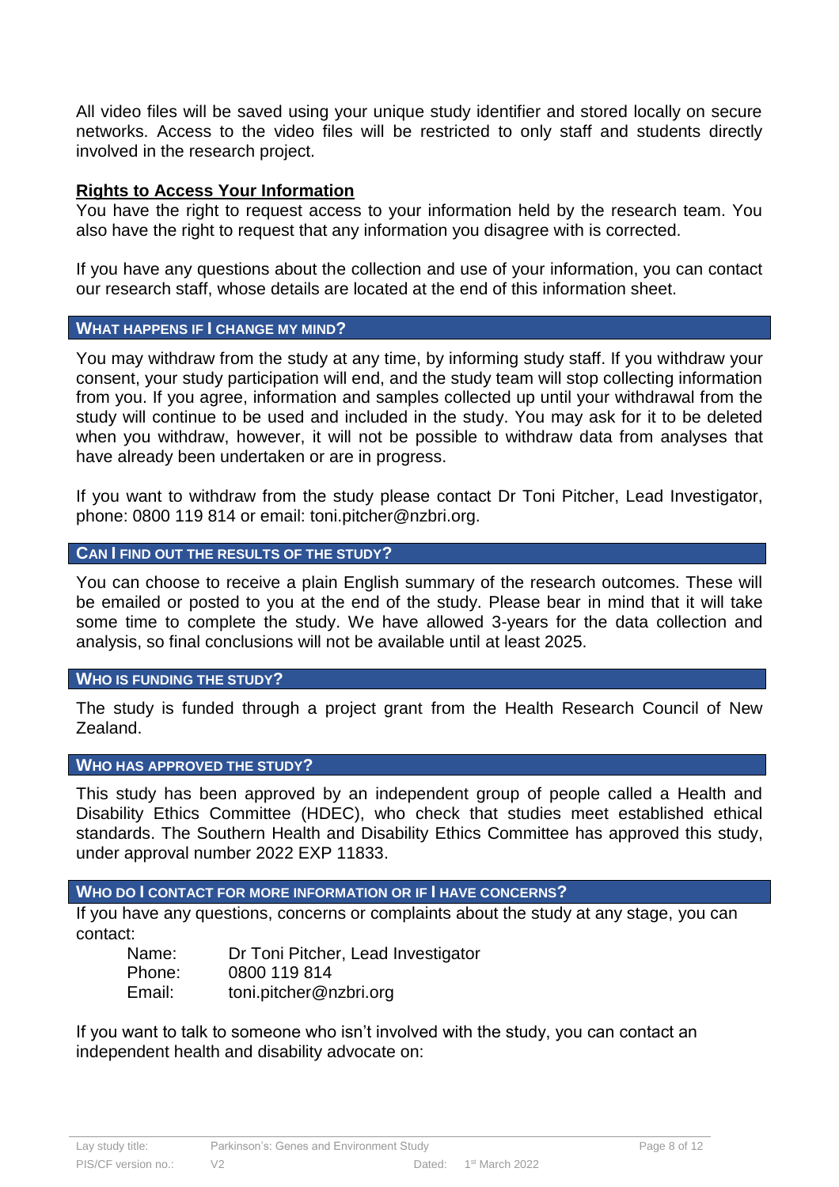All video files will be saved using your unique study identifier and stored locally on secure networks. Access to the video files will be restricted to only staff and students directly involved in the research project.

**Rights to Access Your Information**

You have the right to request access to your information held by the research team. You also have the right to request that any information you disagree with is corrected.

If you have any questions about the collection and use of your information, you can contact our research staff, whose details are located at the end of this information sheet.

## WHAT HAPPENS IF I CHANGE MY MIND?

You may withdraw from the study at any time, by informing study staff. If you withdraw your consent, your study participation will end, and the study team will stop collecting information from you. If you agree, information and samples collected up until your withdrawal from the study will continue to be used and included in the study. You may ask for it to be deleted when you withdraw, however, it will not be possible to withdraw data from analyses that have already been undertaken or are in progress.

If you want to withdraw from the study please contact Dr Toni Pitcher, Lead Investigator, phone: 0800 119 814 or email: toni.pitcher@nzbri.org.

## CAN I FIND OUT THE RESULTS OF THE STUDY?

You can choose to receive a plain English summary of the research outcomes. These will be emailed or posted to you at the end of the study. Please bear in mind that it will take some time to complete the study. We have allowed 3-years for the data collection and analysis, so final conclusions will not be available until at least 2025.

## WHO IS FUNDING THE STUDY?

The study is funded through a project grant from the Health Research Council of New Zealand.

## WHO HAS APPROVED THE STUDY?

This study has been approved by an independent group of people called a Health and Disability Ethics Committee (HDEC), who check that studies meet established ethical standards. The Southern Health and Disability Ethics Committee has approved this study, under approval number 2022 EXP 11833.

## WHO DO I CONTACT FOR MORE INFORMATION OR IF I HAVE CONCERNS?

If you have any questions, concerns or complaints about the study at any stage, you can contact:

Name: Dr Toni Pitcher, Lead Investigator
Phone: 0800 119 814
Email: toni.pitcher@nzbri.org

If you want to talk to someone who isn't involved with the study, you can contact an independent health and disability advocate on: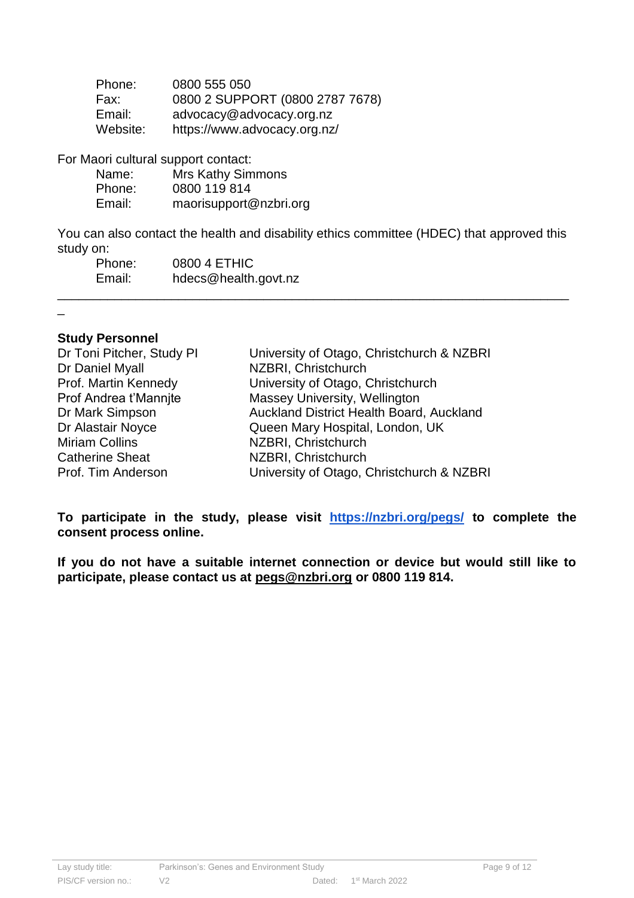Phone: 0800 555 050
Fax: 0800 2 SUPPORT (0800 2787 7678)
Email: advocacy@advocacy.org.nz
Website: https://www.advocacy.org.nz/

For Maori cultural support contact:

Name: Mrs Kathy Simmons
Phone: 0800 119 814
Email: maorisupport@nzbri.org

You can also contact the health and disability ethics committee (HDEC) that approved this study on:

Phone: 0800 4 ETHIC
Email: hdecs@health.govt.nz

---

**Study Personnel**

| | |
|---|---|
| Dr Toni Pitcher, Study PI | University of Otago, Christchurch & NZBRI |
| Dr Daniel Myall | NZBRI, Christchurch |
| Prof. Martin Kennedy | University of Otago, Christchurch |
| Prof Andrea t'Mannjte | Massey University, Wellington |
| Dr Mark Simpson | Auckland District Health Board, Auckland |
| Dr Alastair Noyce | Queen Mary Hospital, London, UK |
| Miriam Collins | NZBRI, Christchurch |
| Catherine Sheat | NZBRI, Christchurch |
| Prof. Tim Anderson | University of Otago, Christchurch & NZBRI |

**To participate in the study, please visit https://nzbri.org/pegs/ to complete the consent process online.**

**If you do not have a suitable internet connection or device but would still like to participate, please contact us at pegs@nzbri.org or 0800 119 814.**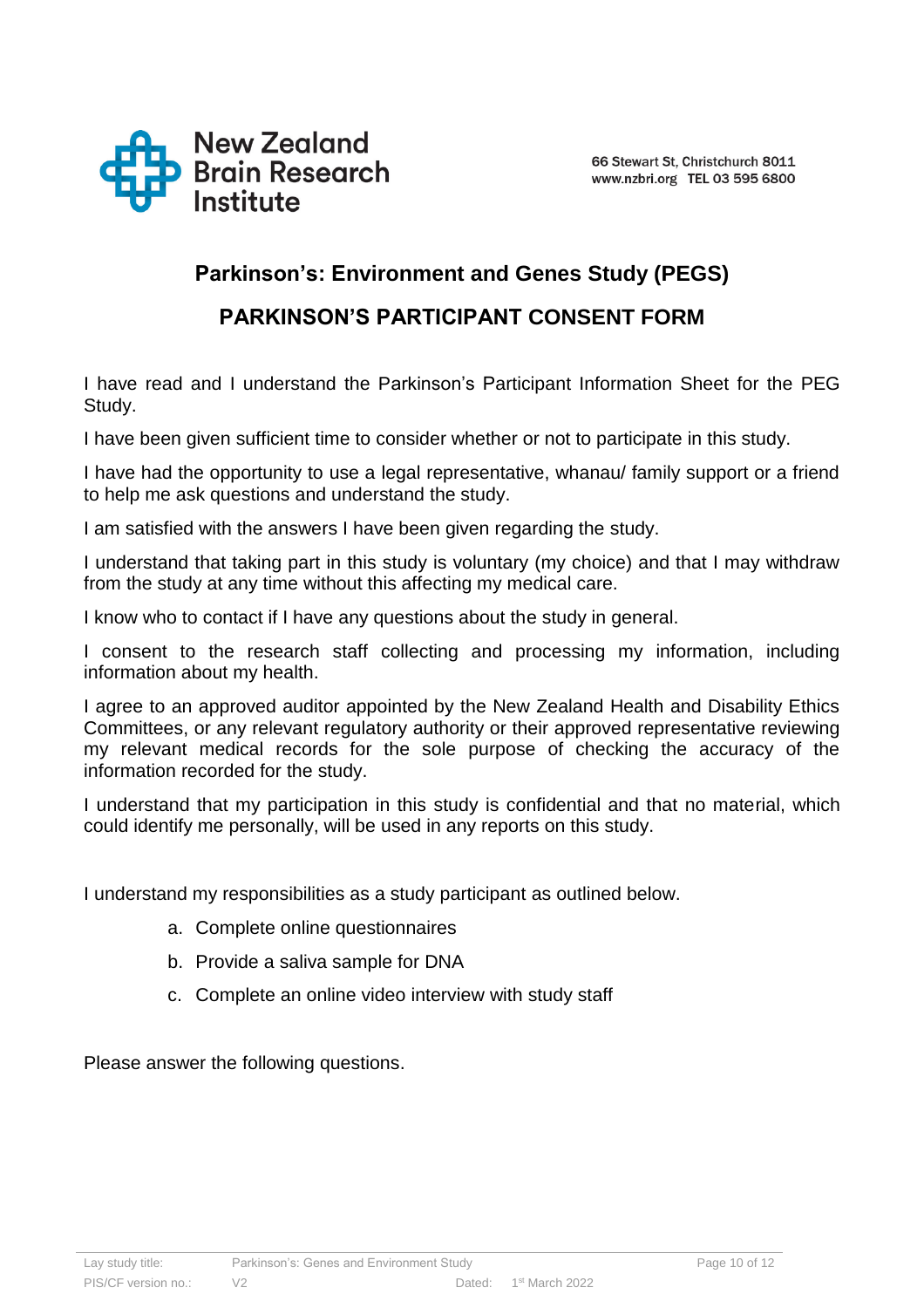New Zealand Brain Research Institute

66 Stewart St, Christchurch 8011
www.nzbri.org TEL 03 595 6800

## Parkinson's: Environment and Genes Study (PEGS)

## PARKINSON'S PARTICIPANT CONSENT FORM

I have read and I understand the Parkinson's Participant Information Sheet for the PEG Study.

I have been given sufficient time to consider whether or not to participate in this study.

I have had the opportunity to use a legal representative, whanau/ family support or a friend to help me ask questions and understand the study.

I am satisfied with the answers I have been given regarding the study.

I understand that taking part in this study is voluntary (my choice) and that I may withdraw from the study at any time without this affecting my medical care.

I know who to contact if I have any questions about the study in general.

I consent to the research staff collecting and processing my information, including information about my health.

I agree to an approved auditor appointed by the New Zealand Health and Disability Ethics Committees, or any relevant regulatory authority or their approved representative reviewing my relevant medical records for the sole purpose of checking the accuracy of the information recorded for the study.

I understand that my participation in this study is confidential and that no material, which could identify me personally, will be used in any reports on this study.

I understand my responsibilities as a study participant as outlined below.

a. Complete online questionnaires
b. Provide a saliva sample for DNA
c. Complete an online video interview with study staff

Please answer the following questions.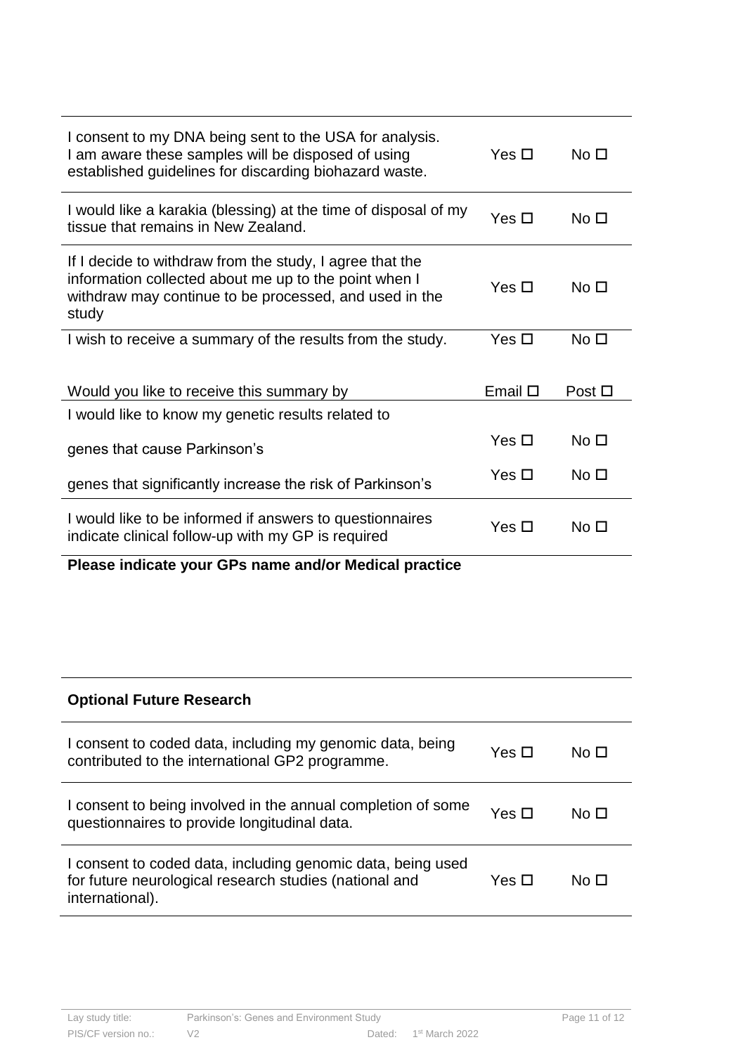| | | |
|---|---|---|
| I consent to my DNA being sent to the USA for analysis. I am aware these samples will be disposed of using established guidelines for discarding biohazard waste. | Yes ☐ | No ☐ |
| I would like a karakia (blessing) at the time of disposal of my tissue that remains in New Zealand. | Yes ☐ | No ☐ |
| If I decide to withdraw from the study, I agree that the information collected about me up to the point when I withdraw may continue to be processed, and used in the study | Yes ☐ | No ☐ |
| I wish to receive a summary of the results from the study. | Yes ☐ | No ☐ |
| Would you like to receive this summary by | Email ☐ | Post ☐ |
| I would like to know my genetic results related to | | |
| genes that cause Parkinson's | Yes ☐ | No ☐ |
| genes that significantly increase the risk of Parkinson's | Yes ☐ | No ☐ |
| I would like to be informed if answers to questionnaires indicate clinical follow-up with my GP is required | Yes ☐ | No ☐ |

**Please indicate your GPs name and/or Medical practice**

**Optional Future Research**

| | | |
|---|---|---|
| I consent to coded data, including my genomic data, being contributed to the international GP2 programme. | Yes ☐ | No ☐ |
| I consent to being involved in the annual completion of some questionnaires to provide longitudinal data. | Yes ☐ | No ☐ |
| I consent to coded data, including genomic data, being used for future neurological research studies (national and international). | Yes ☐ | No ☐ |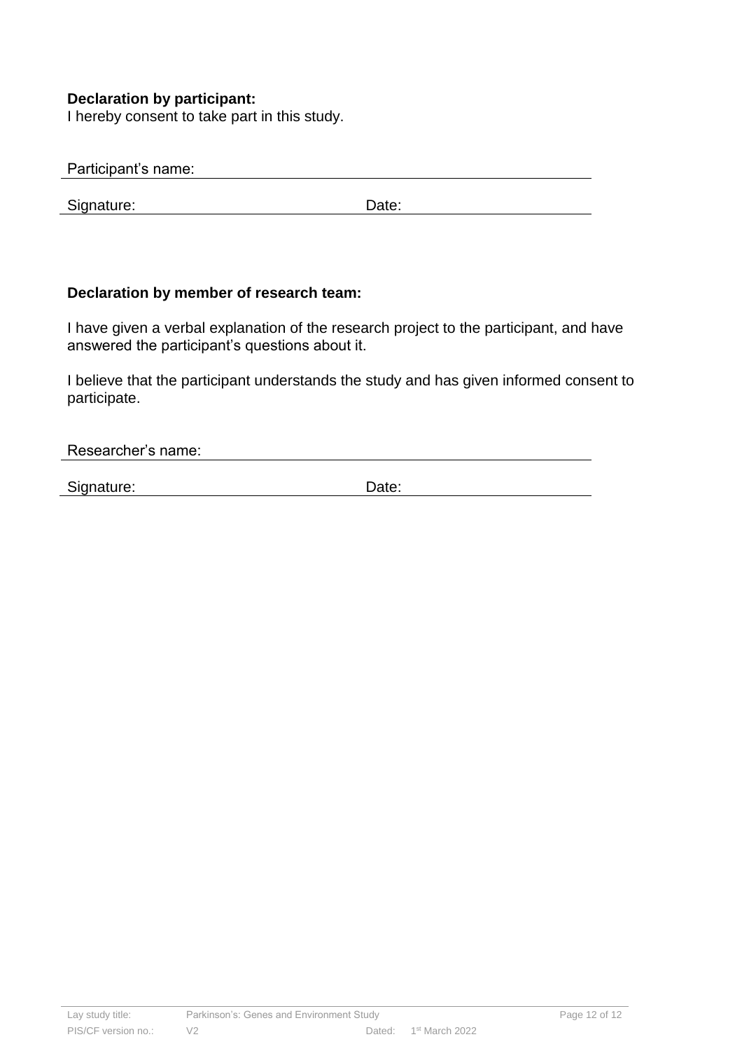**Declaration by participant:**
I hereby consent to take part in this study.

Participant's name:

Signature: Date:

**Declaration by member of research team:**

I have given a verbal explanation of the research project to the participant, and have answered the participant's questions about it.

I believe that the participant understands the study and has given informed consent to participate.

Researcher's name:

Signature: Date: